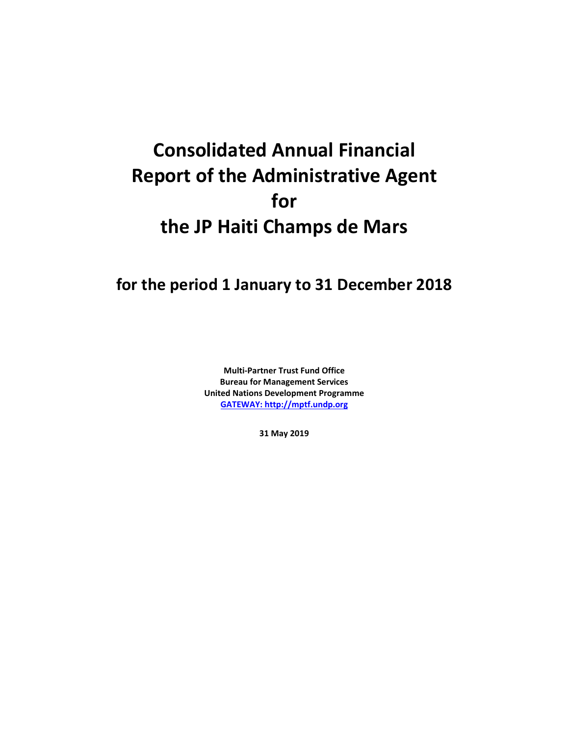# Consolidated Annual Financial Report of the Administrative Agent for the JP Haiti Champs de Mars

## for the period 1 January to 31 December 2018

**Multi-Partner Trust Fund Office**
**Bureau for Management Services**
**United Nations Development Programme**
**[GATEWAY: http://mptf.undp.org](http://mptf.undp.org)**

**31 May 2019**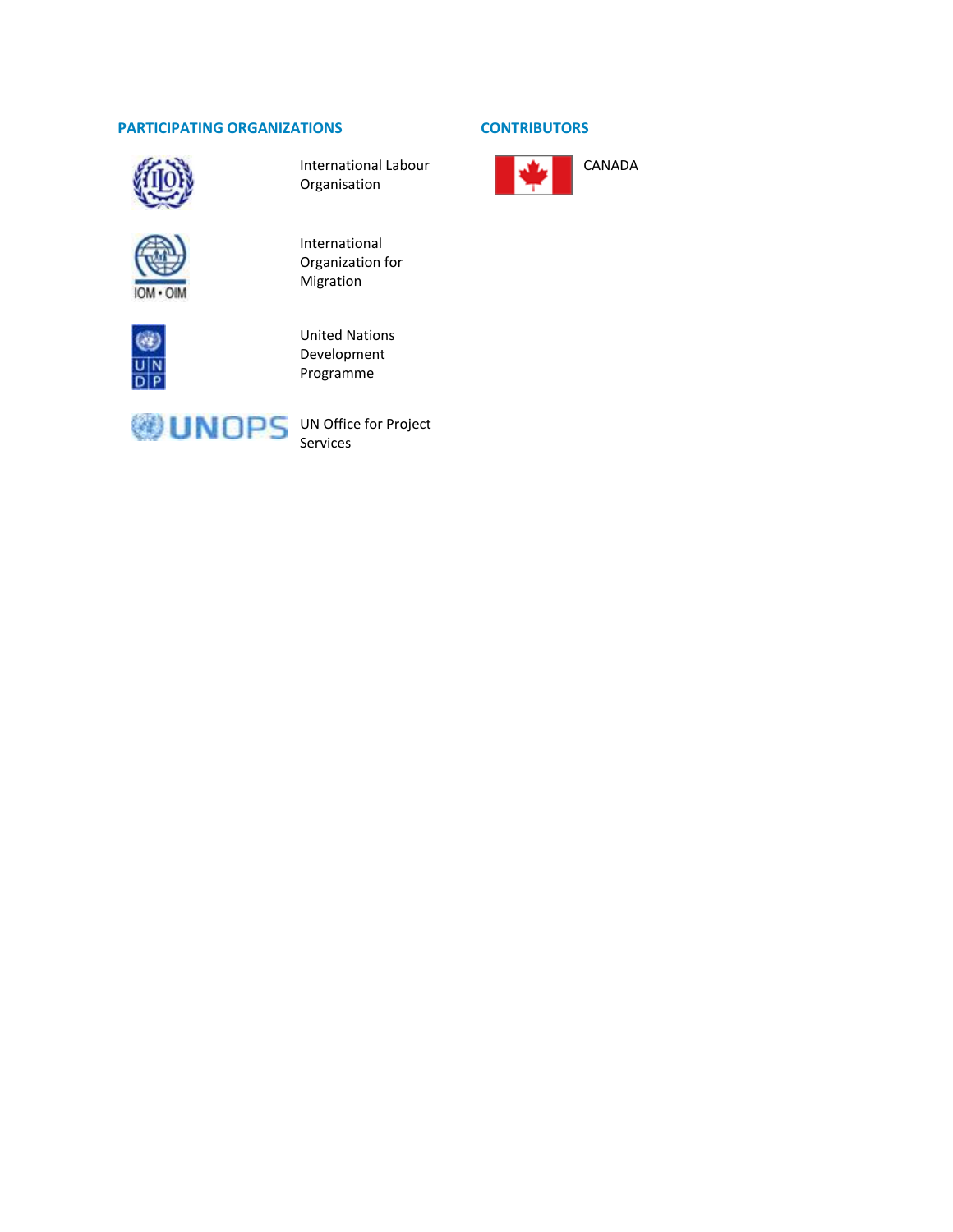## PARTICIPATING ORGANIZATIONS

International Labour Organisation

International Organization for Migration

United Nations Development Programme

UN Office for Project Services

## CONTRIBUTORS

CANADA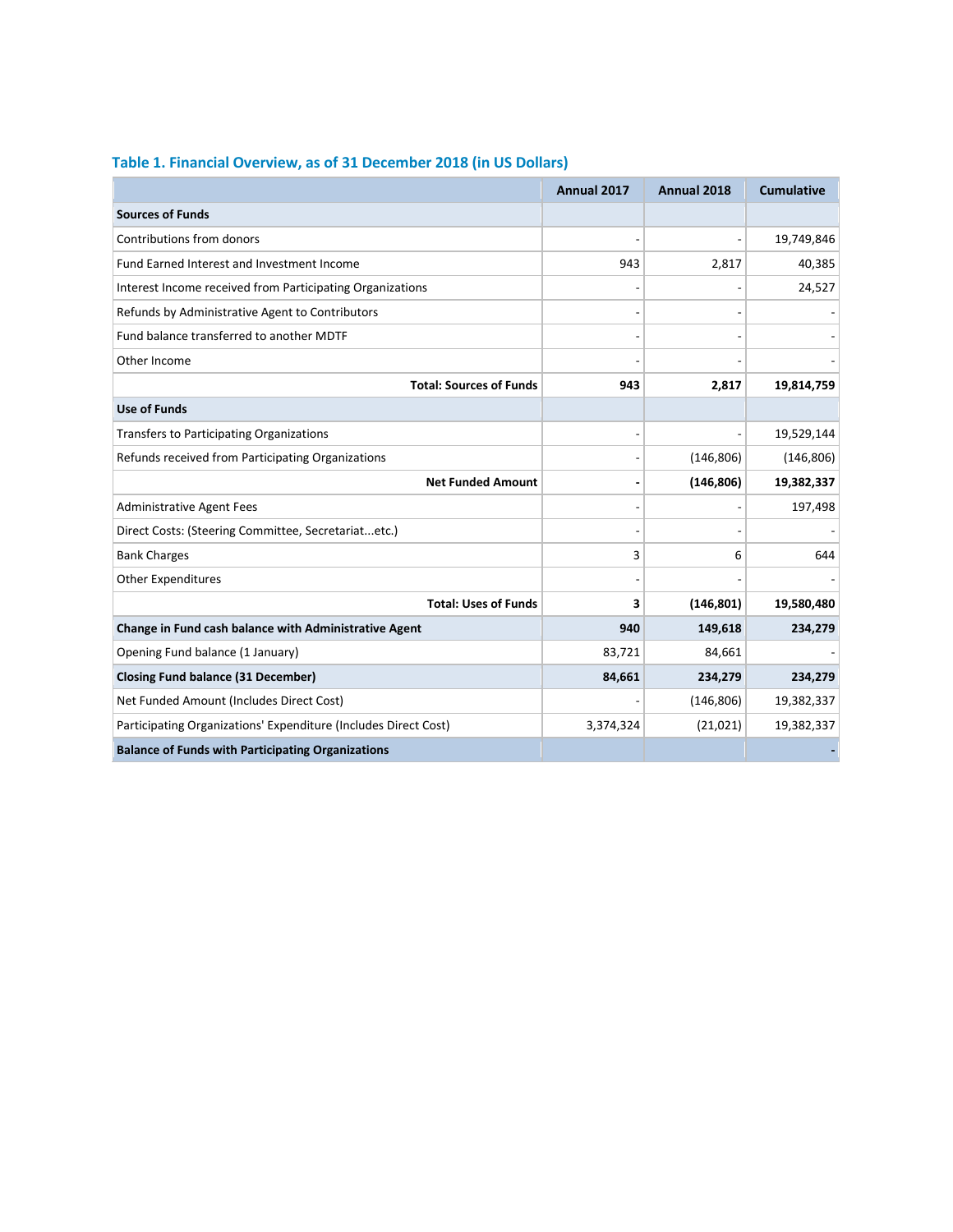### Table 1. Financial Overview, as of 31 December 2018 (in US Dollars)

| | Annual 2017 | Annual 2018 | Cumulative |
|---|---|---|---|
| **Sources of Funds** | | | |
| Contributions from donors | - | - | 19,749,846 |
| Fund Earned Interest and Investment Income | 943 | 2,817 | 40,385 |
| Interest Income received from Participating Organizations | - | - | 24,527 |
| Refunds by Administrative Agent to Contributors | - | - | - |
| Fund balance transferred to another MDTF | - | - | - |
| Other Income | - | - | - |
| **Total: Sources of Funds** | **943** | **2,817** | **19,814,759** |
| **Use of Funds** | | | |
| Transfers to Participating Organizations | - | - | 19,529,144 |
| Refunds received from Participating Organizations | - | (146,806) | (146,806) |
| **Net Funded Amount** | **-** | **(146,806)** | **19,382,337** |
| Administrative Agent Fees | - | - | 197,498 |
| Direct Costs: (Steering Committee, Secretariat...etc.) | - | - | - |
| Bank Charges | 3 | 6 | 644 |
| Other Expenditures | - | - | - |
| **Total: Uses of Funds** | **3** | **(146,801)** | **19,580,480** |
| **Change in Fund cash balance with Administrative Agent** | **940** | **149,618** | **234,279** |
| Opening Fund balance (1 January) | 83,721 | 84,661 | - |
| **Closing Fund balance (31 December)** | **84,661** | **234,279** | **234,279** |
| Net Funded Amount (Includes Direct Cost) | - | (146,806) | 19,382,337 |
| Participating Organizations' Expenditure (Includes Direct Cost) | 3,374,324 | (21,021) | 19,382,337 |
| **Balance of Funds with Participating Organizations** | | | **-** |